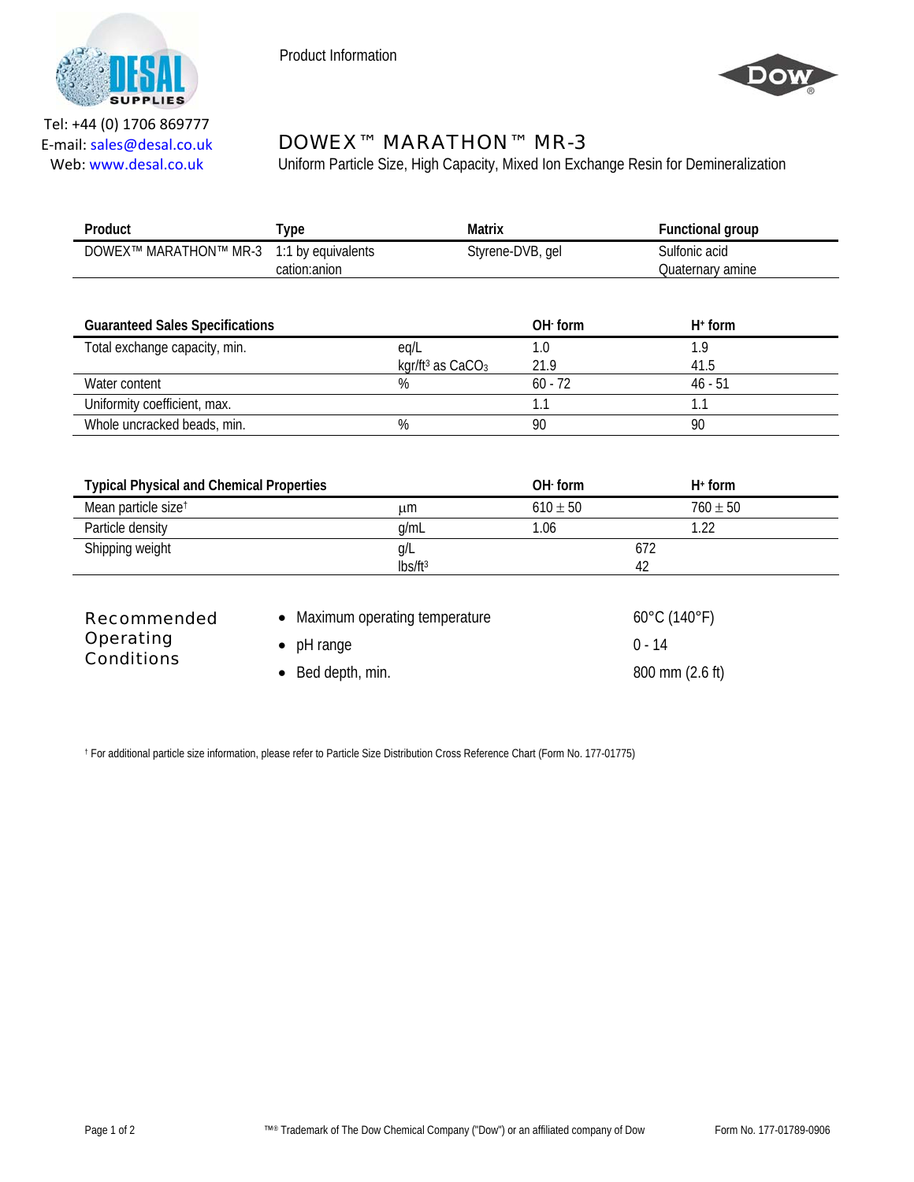Tel: +44 (0) 1706 869777
E-mail: sales@desal.co.uk
Web: www.desal.co.uk

Product Information

# DOWEX™ MARATHON™ MR-3

Uniform Particle Size, High Capacity, Mixed Ion Exchange Resin for Demineralization

| Product | Type | Matrix | Functional group |
|---|---|---|---|
| DOWEX™ MARATHON™ MR-3 | 1:1 by equivalents cation:anion | Styrene-DVB, gel | Sulfonic acid<br>Quaternary amine |

| Guaranteed Sales Specifications | | $OH^-$ form | $H^+$ form |
|---|---|---|---|
| Total exchange capacity, min. | eq/L | 1.0 | 1.9 |
| | kgr/ft³ as $CaCO_3$ | 21.9 | 41.5 |
| Water content | % | 60 - 72 | 46 - 51 |
| Uniformity coefficient, max. | | 1.1 | 1.1 |
| Whole uncracked beads, min. | % | 90 | 90 |

| Typical Physical and Chemical Properties | | $OH^-$ form | $H^+$ form |
|---|---|---|---|
| Mean particle size† | µm | 610 ± 50 | 760 ± 50 |
| Particle density | g/mL | 1.06 | 1.22 |
| Shipping weight | g/L | 672 | |
| | lbs/ft³ | 42 | |

## Recommended Operating Conditions

- Maximum operating temperature — 60°C (140°F)
- pH range — 0 - 14
- Bed depth, min. — 800 mm (2.6 ft)

† For additional particle size information, please refer to Particle Size Distribution Cross Reference Chart (Form No. 177-01775)

™® Trademark of The Dow Chemical Company ("Dow") or an affiliated company of Dow

Form No. 177-01789-0906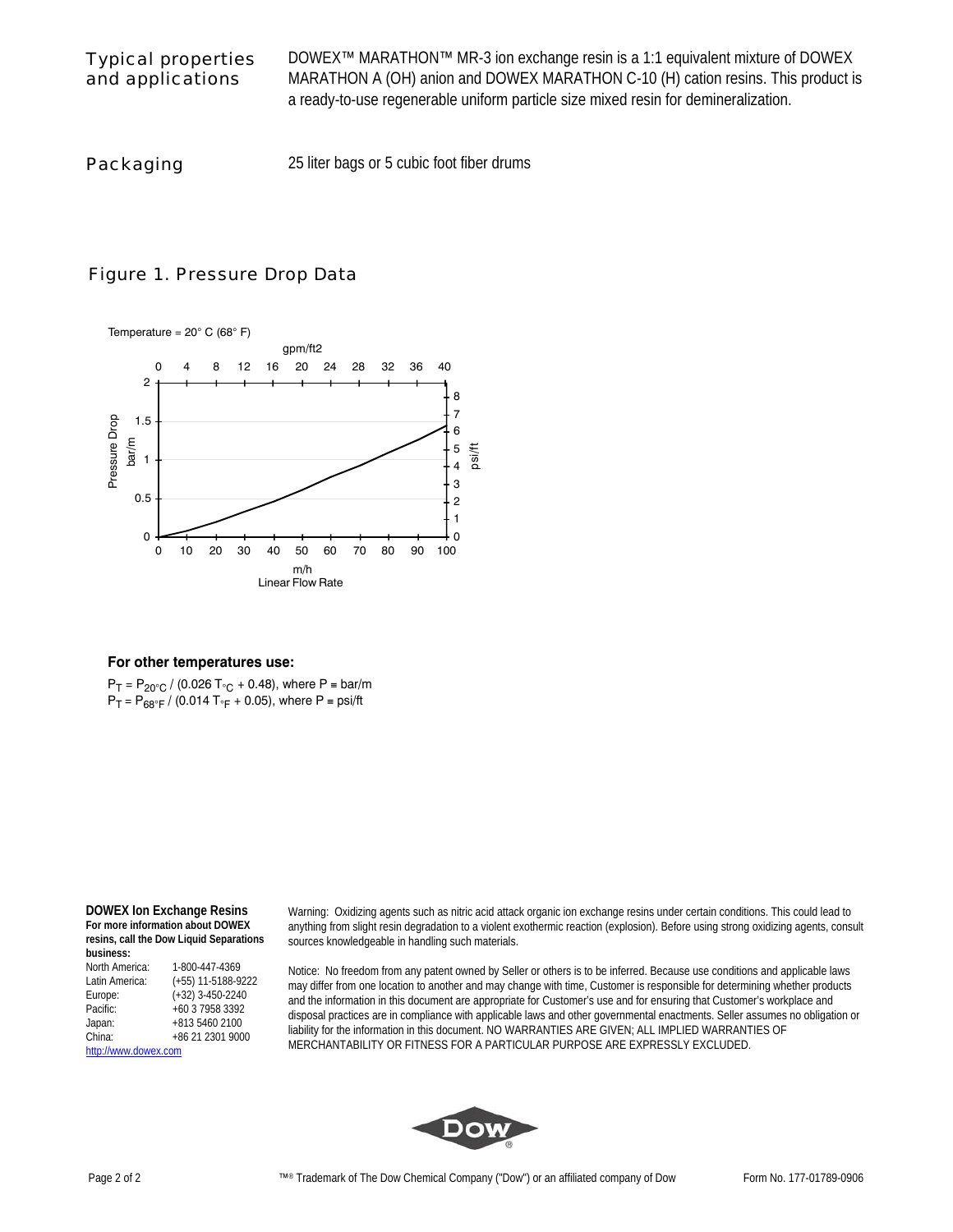## Typical properties and applications

DOWEX™ MARATHON™ MR-3 ion exchange resin is a 1:1 equivalent mixture of DOWEX MARATHON A (OH) anion and DOWEX MARATHON C-10 (H) cation resins. This product is a ready-to-use regenerable uniform particle size mixed resin for demineralization.

## Packaging

25 liter bags or 5 cubic foot fiber drums

## Figure 1. Pressure Drop Data

Temperature = 20° C (68° F)

gpm/ft2

0 4 8 12 16 20 24 28 32 36 40

Pressure Drop bar/m

2 1.5 1 0.5 0

psi/ft

8 7 6 5 4 3 2 1 0

0 10 20 30 40 50 60 70 80 90 100

m/h
Linear Flow Rate

**For other temperatures use:**

$P_T = P_{20°C} / (0.026\ T_{°C} + 0.48)$, where P ≡ bar/m
$P_T = P_{68°F} / (0.014\ T_{°F} + 0.05)$, where P ≡ psi/ft

**DOWEX Ion Exchange Resins**
**For more information about DOWEX resins, call the Dow Liquid Separations business:**

North America: 1-800-447-4369
Latin America: (+55) 11-5188-9222
Europe: (+32) 3-450-2240
Pacific: +60 3 7958 3392
Japan: +813 5460 2100
China: +86 21 2301 9000
http://www.dowex.com

Warning: Oxidizing agents such as nitric acid attack organic ion exchange resins under certain conditions. This could lead to anything from slight resin degradation to a violent exothermic reaction (explosion). Before using strong oxidizing agents, consult sources knowledgeable in handling such materials.

Notice: No freedom from any patent owned by Seller or others is to be inferred. Because use conditions and applicable laws may differ from one location to another and may change with time, Customer is responsible for determining whether products and the information in this document are appropriate for Customer's use and for ensuring that Customer's workplace and disposal practices are in compliance with applicable laws and other governmental enactments. Seller assumes no obligation or liability for the information in this document. NO WARRANTIES ARE GIVEN; ALL IMPLIED WARRANTIES OF MERCHANTABILITY OR FITNESS FOR A PARTICULAR PURPOSE ARE EXPRESSLY EXCLUDED.

™® Trademark of The Dow Chemical Company ("Dow") or an affiliated company of Dow

Form No. 177-01789-0906